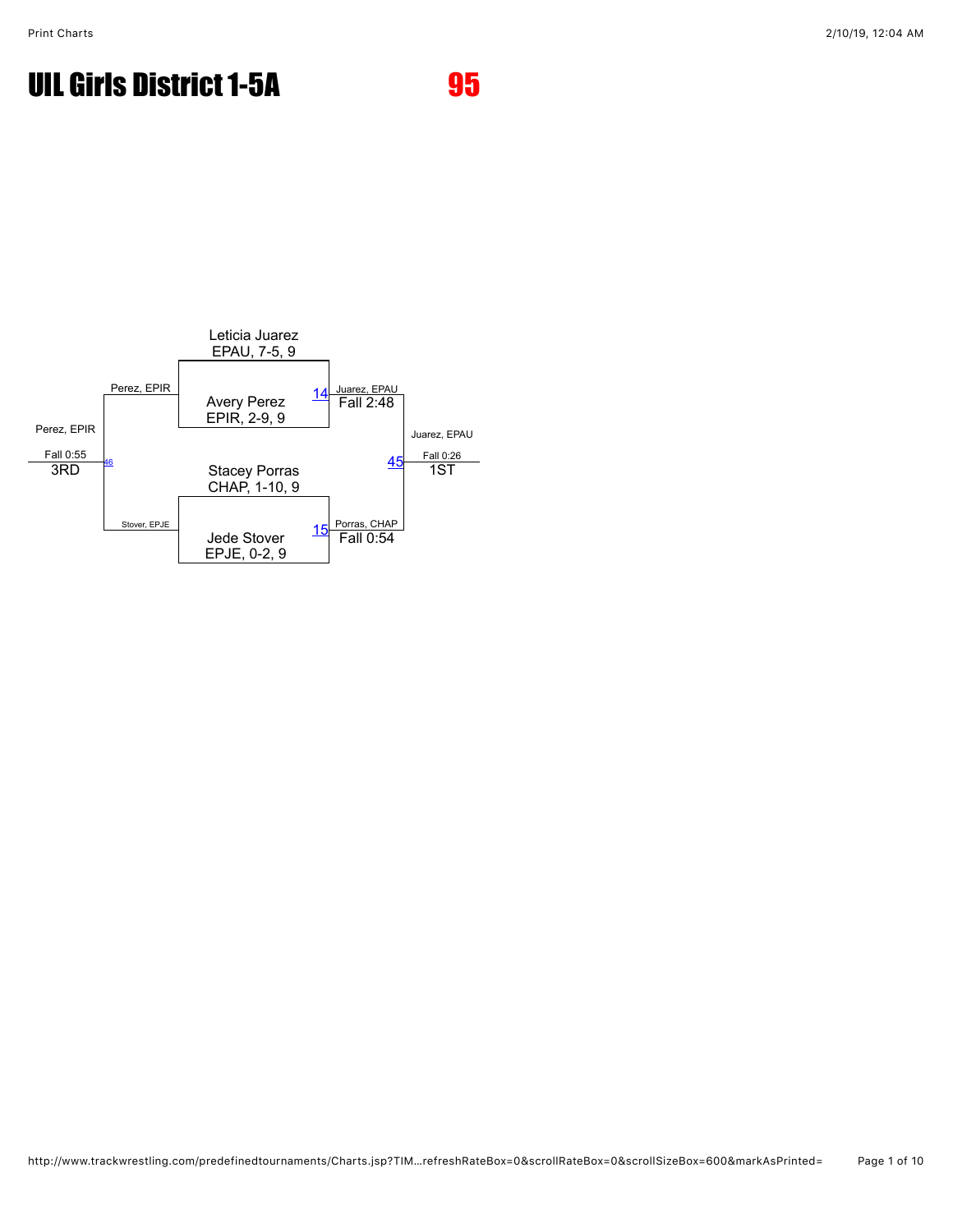# UIL Girls District 1-5A

## 95

Leticia Juarez
EPAU, 7-5, 9

Avery Perez
EPIR, 2-9, 9

Match 14: Juarez, EPAU — Fall 2:48

Stacey Porras
CHAP, 1-10, 9

Jede Stover
EPJE, 0-2, 9

Match 15: Porras, CHAP — Fall 0:54

Match 45: Juarez, EPAU — Fall 0:26 — 1ST

Match 46: Perez, EPIR vs. Stover, EPJE — Perez, EPIR — Fall 0:55 — 3RD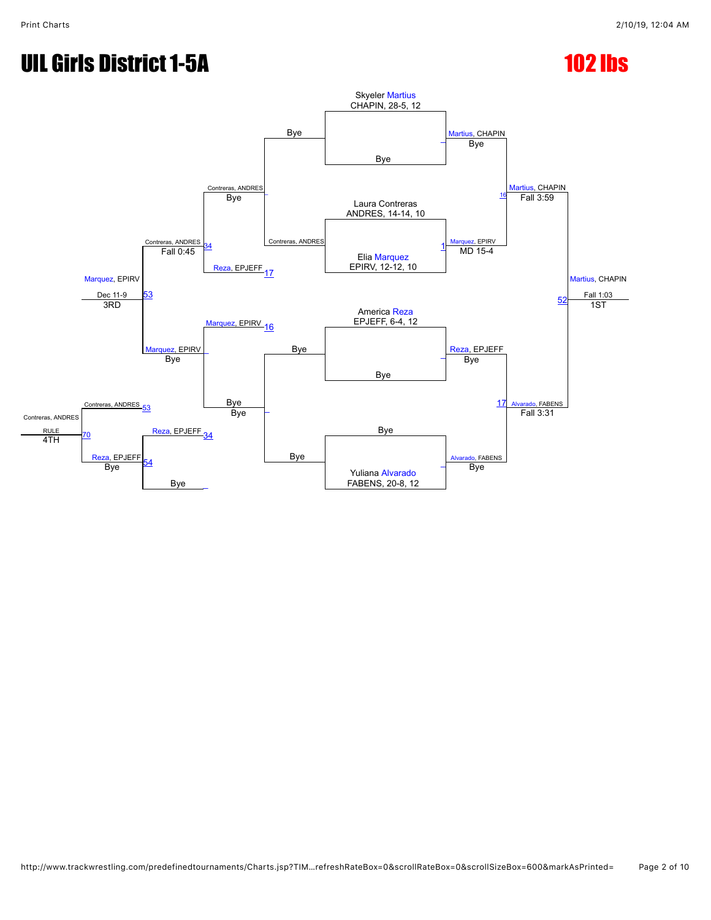# UIL Girls District 1-5A

# 102 lbs

## Championship Bracket

**Skyeler Martius** — CHAPIN, 28-5, 12
Bye

Martius, CHAPIN — Bye

**Laura Contreras** — ANDRES, 14-14, 10
**Elia Marquez** — EPIRV, 12-12, 10

Marquez, EPIRV — MD 15-4 (1)

Martius, CHAPIN — Fall 3:59 (16)

**America Reza** — EPJEFF, 6-4, 12
Bye

Reza, EPJEFF — Bye

Bye
**Yuliana Alvarado** — FABENS, 20-8, 12

Alvarado, FABENS — Bye

Alvarado, FABENS — Fall 3:31 (17)

**1ST:** Martius, CHAPIN — Fall 1:03 (52)

## Consolation Bracket

Bye vs Contreras, ANDRES → Contreras, ANDRES — Bye

Reza, EPJEFF (17) vs Contreras, ANDRES → Contreras, ANDRES — Fall 0:45 (34)

Marquez, EPIRV (16) vs Bye / Bye → Marquez, EPIRV — Bye

**3RD:** Marquez, EPIRV — Dec 11-9 (53)

Reza, EPJEFF (34) vs Bye → Reza, EPJEFF — Bye (54)

Contreras, ANDRES (53) vs Reza, EPJEFF

**4TH:** Contreras, ANDRES — RULE (70)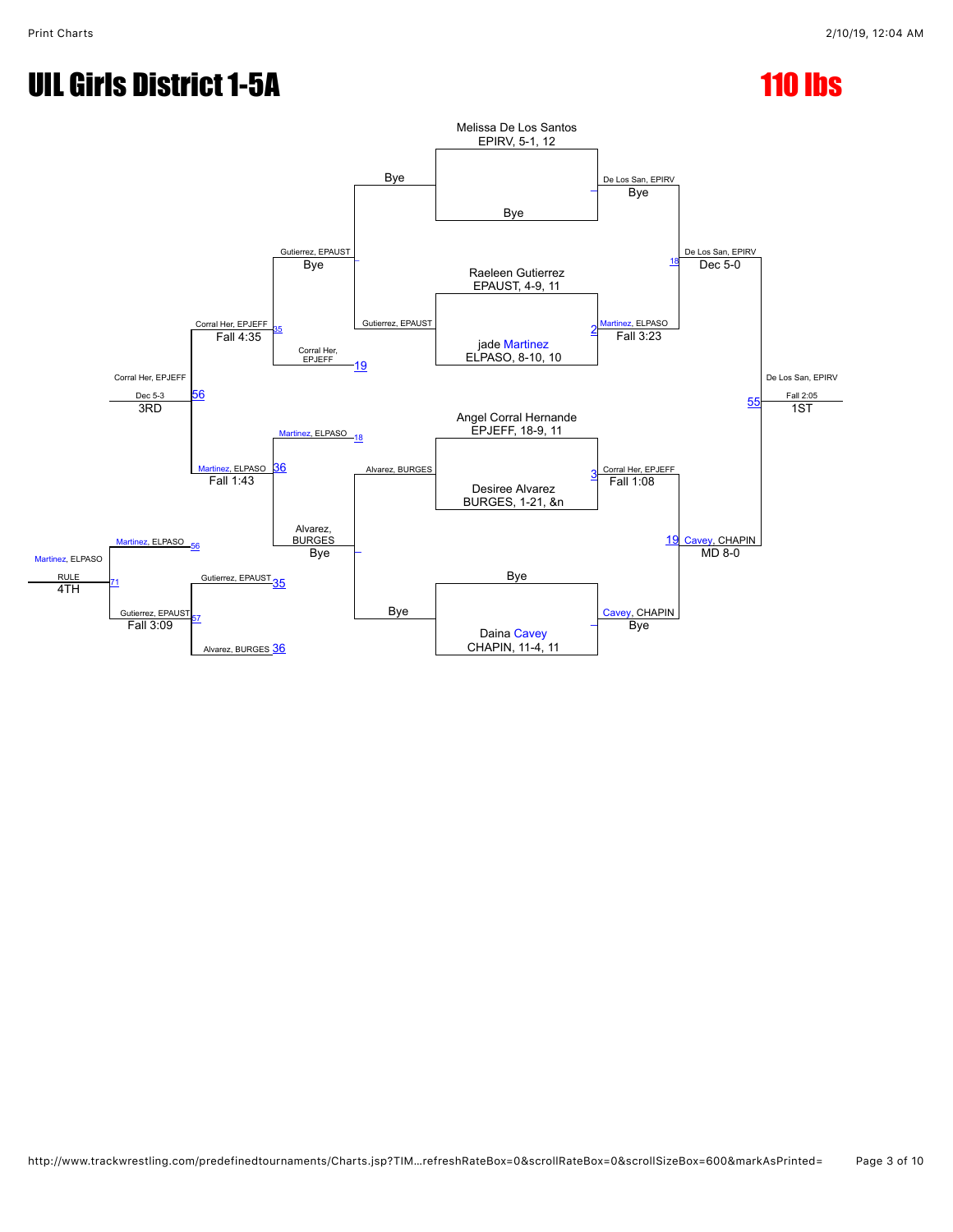# UIL Girls District 1-5A

# 110 lbs

Melissa De Los Santos
EPIRV, 5-1, 12

Bye

Raeleen Gutierrez
EPAUST, 4-9, 11

jade Martinez
ELPASO, 8-10, 10

Angel Corral Hernande
EPJEFF, 18-9, 11

Desiree Alvarez
BURGES, 1-21, &n

Bye

Daina Cavey
CHAPIN, 11-4, 11

De Los San, EPIRV
Bye

Martinez, ELPASO 2
Fall 3:23

Corral Her, EPJEFF 3
Fall 1:08

Cavey, CHAPIN
Bye

De Los San, EPIRV 18
Dec 5-0

19 Cavey, CHAPIN
MD 8-0

De Los San, EPIRV
Fall 2:05 55
1ST

Bye
Gutierrez, EPAUST
Gutierrez, EPAUST
Bye
Corral Her, EPJEFF 19

Martinez, ELPASO 18
Alvarez, BURGES
Alvarez, BURGES
Bye
Bye

Corral Her, EPJEFF 35
Fall 4:35

Martinez, ELPASO 36
Fall 1:43

Corral Her, EPJEFF
Dec 5-3 56
3RD

Martinez, ELPASO 56
Gutierrez, EPAUST 35
Alvarez, BURGES 36
Gutierrez, EPAUST 57
Fall 3:09

Martinez, ELPASO
RULE 71
4TH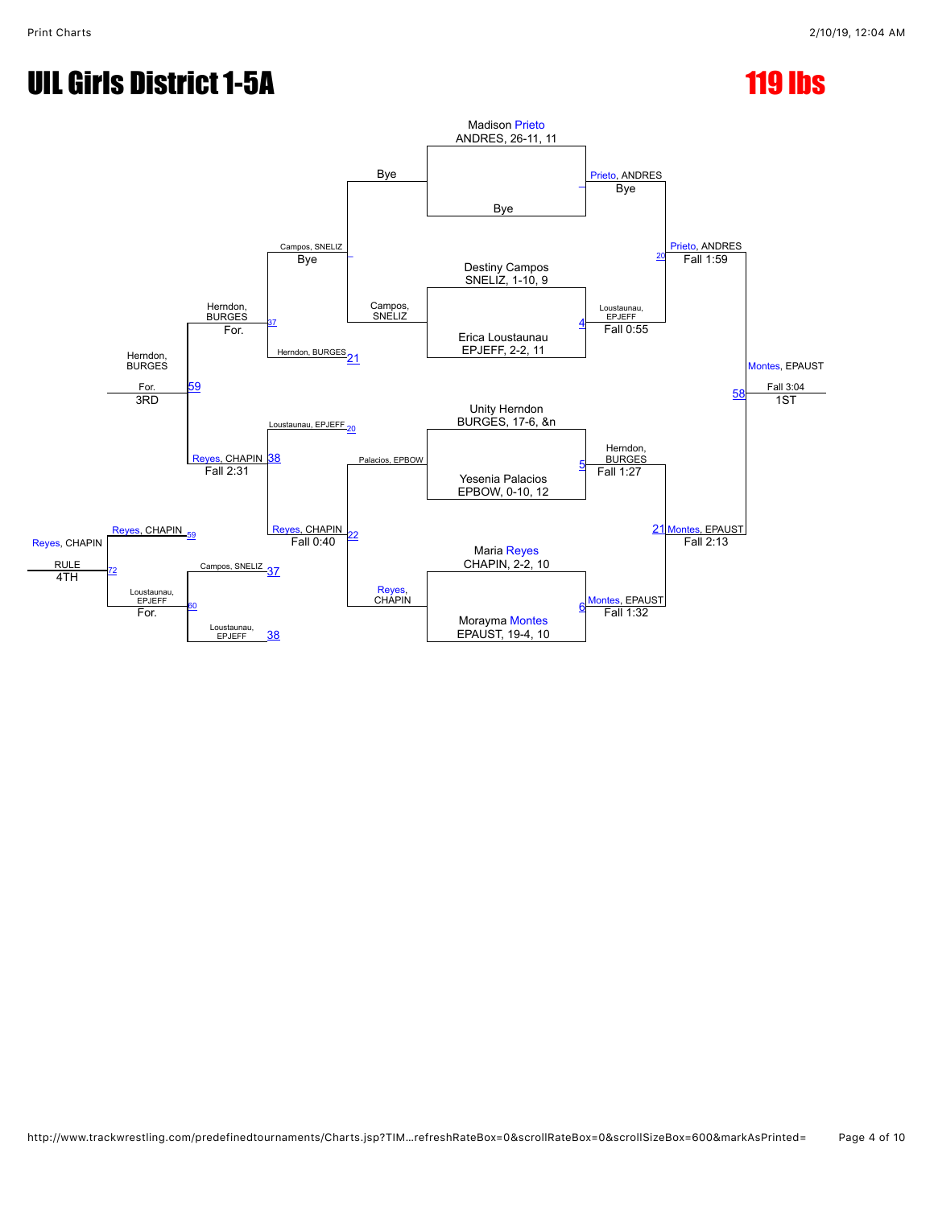# UIL Girls District 1-5A

## 119 lbs

### Championship Bracket

**First Round**

- Madison Prieto, ANDRES, 26-11, 11 vs. Bye — Prieto, ANDRES (Bye)
- Destiny Campos, SNELIZ, 1-10, 9 vs. Erica Loustaunau, EPJEFF, 2-2, 11 — Loustaunau, EPJEFF (Fall 0:55) [4]
- Unity Herndon, BURGES, 17-6, &n vs. Yesenia Palacios, EPBOW, 0-10, 12 — Herndon, BURGES (Fall 1:27) [5]
- Maria Reyes, CHAPIN, 2-2, 10 vs. Morayma Montes, EPAUST, 19-4, 10 — Montes, EPAUST (Fall 1:32) [6]

**Semifinals**

- Prieto, ANDRES vs. Loustaunau, EPJEFF — Prieto, ANDRES (Fall 1:59) [20]
- Herndon, BURGES vs. Montes, EPAUST — Montes, EPAUST (Fall 2:13) [21]

**Final**

- Prieto, ANDRES vs. Montes, EPAUST — Montes, EPAUST (Fall 3:04) [58] — 1ST

### Consolation Bracket

- Bye vs. Campos, SNELIZ — Campos, SNELIZ (Bye)
- Palacios, EPBOW vs. Reyes, CHAPIN — Reyes, CHAPIN (Fall 0:40) [22]
- Campos, SNELIZ vs. Herndon, BURGES [21] — Herndon, BURGES (For.) [37]
- Loustaunau, EPJEFF [20] vs. Reyes, CHAPIN [22] — Reyes, CHAPIN (Fall 2:31) [38]
- Herndon, BURGES vs. Reyes, CHAPIN — Herndon, BURGES (For.) [59] — 3RD
- Campos, SNELIZ [37] vs. Loustaunau, EPJEFF [38] — Loustaunau, EPJEFF (For.) [60]
- Reyes, CHAPIN [59] vs. Loustaunau, EPJEFF [60] — Reyes, CHAPIN (RULE) [72] — 4TH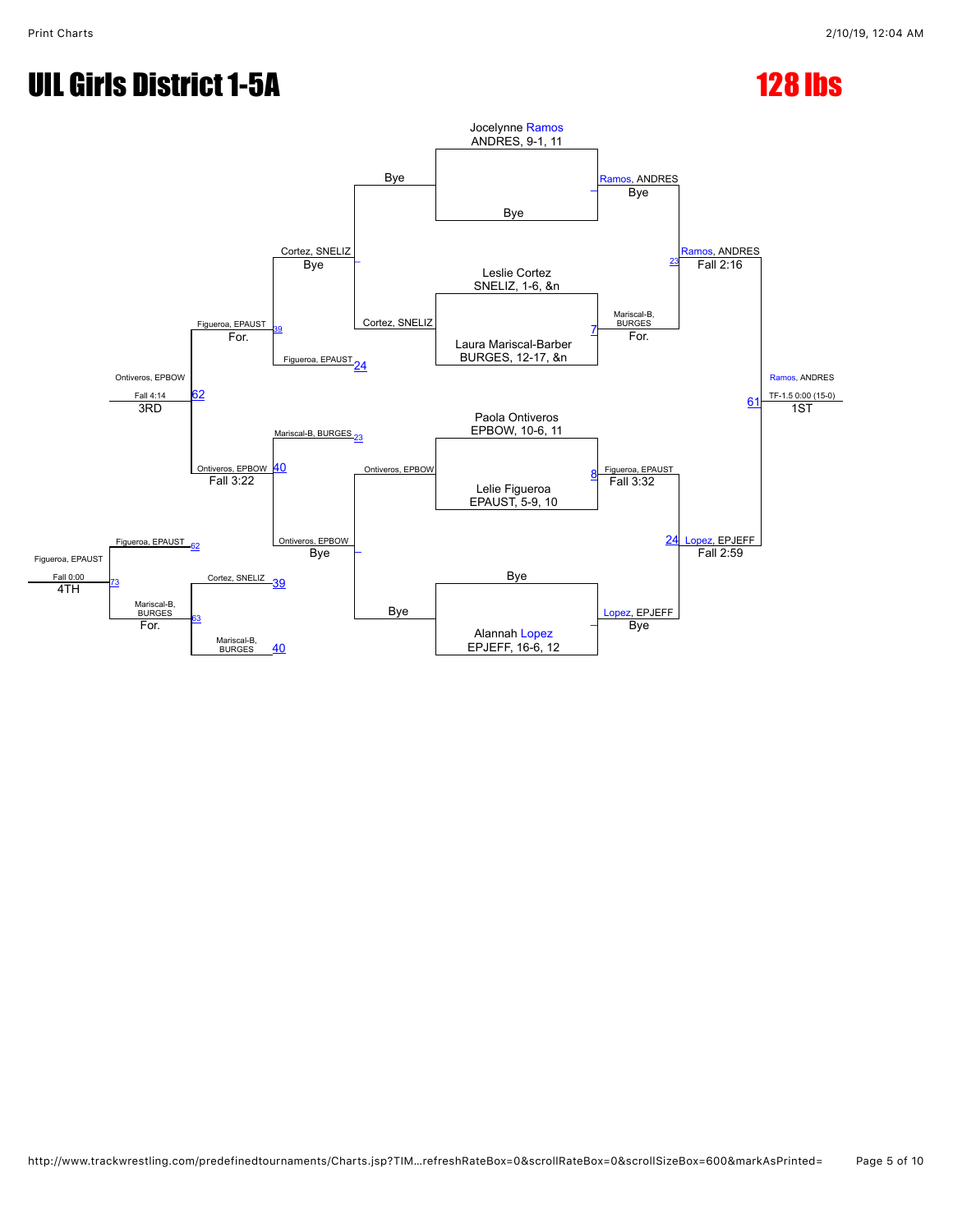# UIL Girls District 1-5A

## 128 lbs

**Championship Bracket**

| Match | Wrestler 1 | Wrestler 2 | Winner | Result |
|---|---|---|---|---|
| Round 1 | Jocelynne Ramos, ANDRES, 9-1, 11 | Bye | Ramos, ANDRES | Bye |
| Round 1 | Leslie Cortez, SNELIZ, 1-6, &n | Laura Mariscal-Barber, BURGES, 12-17, &n | Mariscal-B, BURGES | For. |
| Round 1 | Paola Ontiveros, EPBOW, 10-6, 11 | Lelie Figueroa, EPAUST, 5-9, 10 | Figueroa, EPAUST | Fall 3:32 |
| Round 1 | Bye | Alannah Lopez, EPJEFF, 16-6, 12 | Lopez, EPJEFF | Bye |
| Semifinal (23) | Ramos, ANDRES | Mariscal-B, BURGES | Ramos, ANDRES | Fall 2:16 |
| Semifinal (24) | Figueroa, EPAUST | Lopez, EPJEFF | Lopez, EPJEFF | Fall 2:59 |
| Final (61) | Ramos, ANDRES | Lopez, EPJEFF | Ramos, ANDRES | TF-1.5 0:00 (15-0) — 1ST |

**Consolation Bracket**

| Match | Wrestler 1 | Wrestler 2 | Winner | Result |
|---|---|---|---|---|
| Cons. Round 1 | Bye | Cortez, SNELIZ | Cortez, SNELIZ | Bye |
| Cons. Round 1 | Ontiveros, EPBOW | Bye | Ontiveros, EPBOW | Bye |
| Cons. (39) | Cortez, SNELIZ | Figueroa, EPAUST | Figueroa, EPAUST | For. |
| Cons. (40) | Mariscal-B, BURGES | Ontiveros, EPBOW | Ontiveros, EPBOW | Fall 3:22 |
| 3rd Place (62) | Figueroa, EPAUST | Ontiveros, EPBOW | Ontiveros, EPBOW | Fall 4:14 — 3RD |
| Cons. (63) | Cortez, SNELIZ | Mariscal-B, BURGES | Mariscal-B, BURGES | For. |
| 4th Place (73) | Figueroa, EPAUST | Mariscal-B, BURGES | Figueroa, EPAUST | Fall 0:00 — 4TH |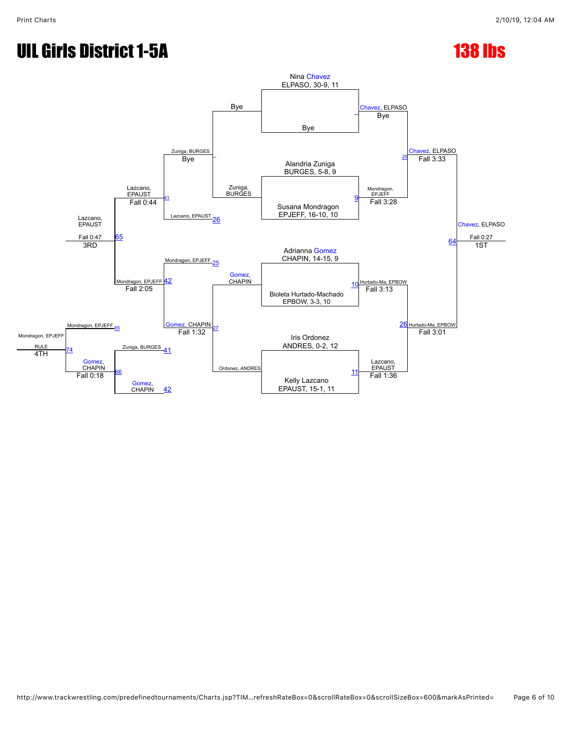# UIL Girls District 1-5A

# 138 lbs

## Championship Bracket

**First Round**

- Nina Chavez, ELPASO, 30-9, 11 vs. Bye — Chavez, ELPASO
- Alandria Zuniga, BURGES, 5-8, 9 vs. Susana Mondragon, EPJEFF, 16-10, 10 — Mondragon, EPJEFF, Fall 3:28 (9)
- Adrianna Gomez, CHAPIN, 14-15, 9 vs. Bioleta Hurtado-Machado, EPBOW, 3-3, 10 — Hurtado-Ma, EPBOW, Fall 3:13 (10)
- Iris Ordonez, ANDRES, 0-2, 12 vs. Kelly Lazcano, EPAUST, 15-1, 11 — Lazcano, EPAUST, Fall 1:36 (11)

**Semifinals**

- Chavez, ELPASO vs. Mondragon, EPJEFF — Chavez, ELPASO, Fall 3:33 (25)
- Hurtado-Ma, EPBOW vs. Lazcano, EPAUST — Hurtado-Ma, EPBOW, Fall 3:01 (26)

**Final**

- Chavez, ELPASO vs. Hurtado-Ma, EPBOW — Chavez, ELPASO, Fall 0:27 (64) — 1ST

## Consolation Bracket

**Consolation Round 1**

- Bye vs. Zuniga, BURGES — Zuniga, BURGES
- Gomez, CHAPIN vs. Ordonez, ANDRES — Gomez, CHAPIN, Fall 1:32 (27)

**Consolation Round 2**

- Zuniga, BURGES vs. Lazcano, EPAUST (26) — Lazcano, EPAUST, Fall 0:44 (41)
- Mondragon, EPJEFF (25) vs. Gomez, CHAPIN — Mondragon, EPJEFF, Fall 2:05 (42)

**3rd Place**

- Lazcano, EPAUST vs. Mondragon, EPJEFF — Lazcano, EPAUST, Fall 0:47 (65) — 3RD

**Consolation (Loser of 41 vs. Loser of 42)**

- Zuniga, BURGES (41) vs. Gomez, CHAPIN (42) — Gomez, CHAPIN, Fall 0:18 (66)

**4th Place**

- Mondragon, EPJEFF (65) vs. Gomez, CHAPIN — Mondragon, EPJEFF, RULE (74) — 4TH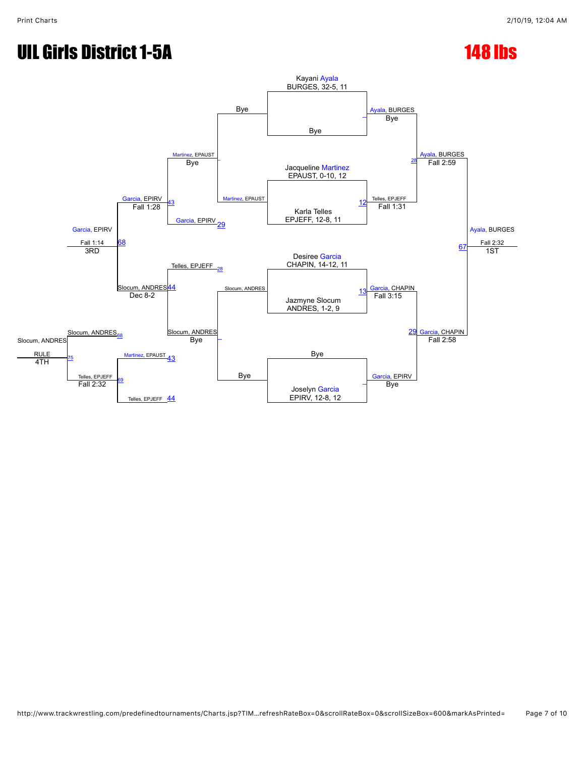# UIL Girls District 1-5A

## 148 lbs

### Championship Bracket

**Quarterfinals**

- Kayani Ayala, BURGES, 32-5, 11 vs. Bye — Winner: Ayala, BURGES (Bye)
- Jacqueline Martinez, EPAUST, 0-10, 12 vs. Karla Telles, EPJEFF, 12-8, 11 — Match 12 — Winner: Telles, EPJEFF (Fall 1:31)
- Desiree Garcia, CHAPIN, 14-12, 11 vs. Jazmyne Slocum, ANDRES, 1-2, 9 — Match 13 — Winner: Garcia, CHAPIN (Fall 3:15)
- Bye vs. Joselyn Garcia, EPIRV, 12-8, 12 — Winner: Garcia, EPIRV (Bye)

**Semifinals**

- Ayala, BURGES vs. Telles, EPJEFF — Match 28 — Winner: Ayala, BURGES (Fall 2:59)
- Garcia, CHAPIN vs. Garcia, EPIRV — Match 29 — Winner: Garcia, CHAPIN (Fall 2:58)

**Final**

- Ayala, BURGES vs. Garcia, CHAPIN — Match 67 — Winner: Ayala, BURGES (Fall 2:32) — 1ST

### Consolation Bracket

- Bye vs. Martinez, EPAUST — Winner: Martinez, EPAUST (Bye)
- Slocum, ANDRES vs. Bye — Winner: Slocum, ANDRES (Bye)
- Martinez, EPAUST vs. Garcia, EPIRV (loser of 29) — Match 43 — Winner: Garcia, EPIRV (Fall 1:28)
- Telles, EPJEFF (loser of 28) vs. Slocum, ANDRES — Match 44 — Winner: Slocum, ANDRES (Dec 8-2)
- Garcia, EPIRV vs. Slocum, ANDRES — Match 68 — Winner: Garcia, EPIRV (Fall 1:14) — 3RD

### 4th Place

- Martinez, EPAUST (loser of 43) vs. Telles, EPJEFF (loser of 44) — Match 69 — Winner: Telles, EPJEFF (Fall 2:32)
- Slocum, ANDRES (loser of 68) vs. Telles, EPJEFF — Match 75 — Winner: Slocum, ANDRES (RULE) — 4TH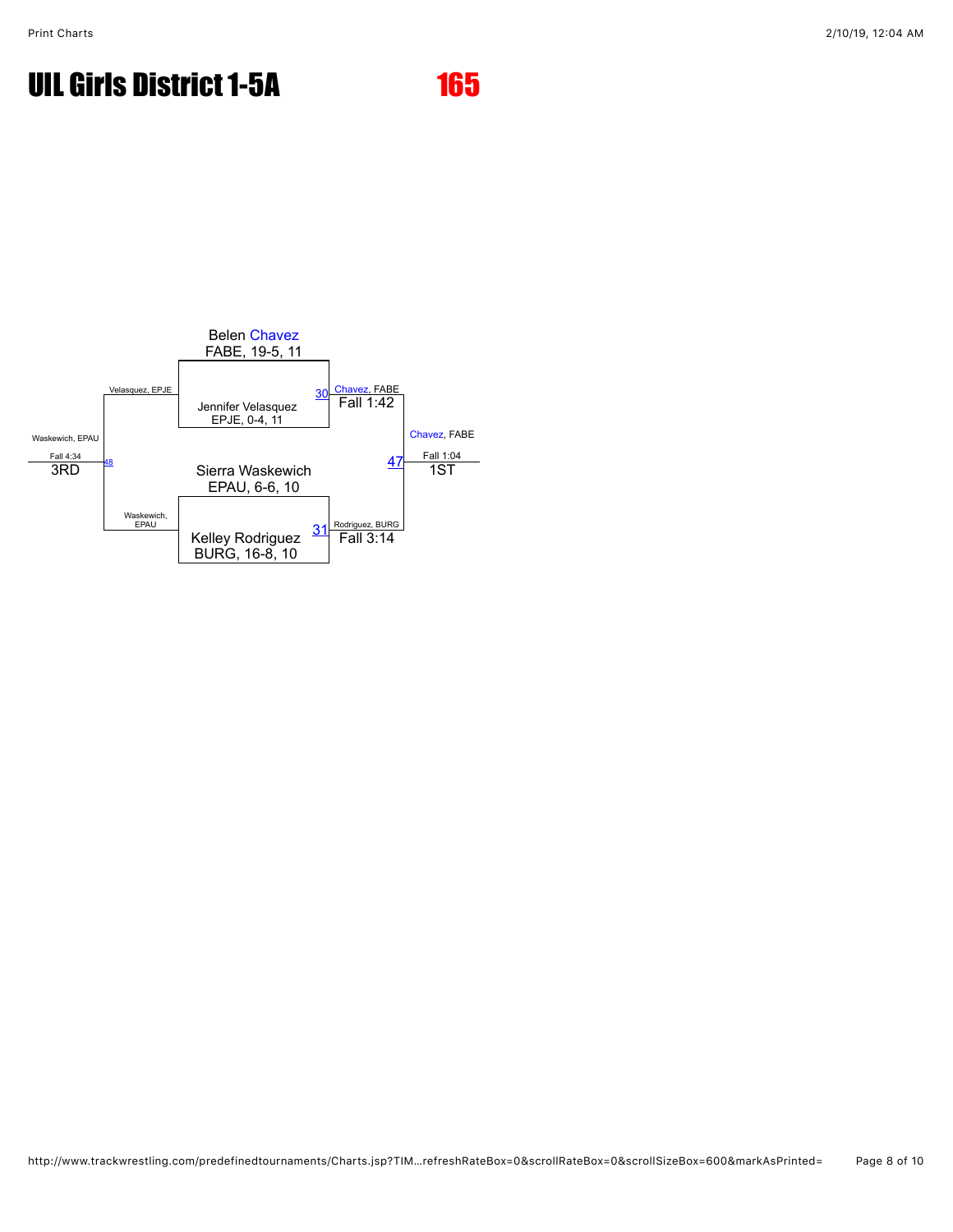# UIL Girls District 1-5A

## 165

Belen Chavez
FABE, 19-5, 11

Jennifer Velasquez
EPJE, 0-4, 11

Match 30: Chavez, FABE
Fall 1:42

Sierra Waskewich
EPAU, 6-6, 10

Kelley Rodriguez
BURG, 16-8, 10

Match 31: Rodriguez, BURG
Fall 3:14

Match 47: Chavez, FABE
Fall 1:04
1ST

Velasquez, EPJE

Waskewich, EPAU

Match 48: Waskewich, EPAU
Fall 4:34
3RD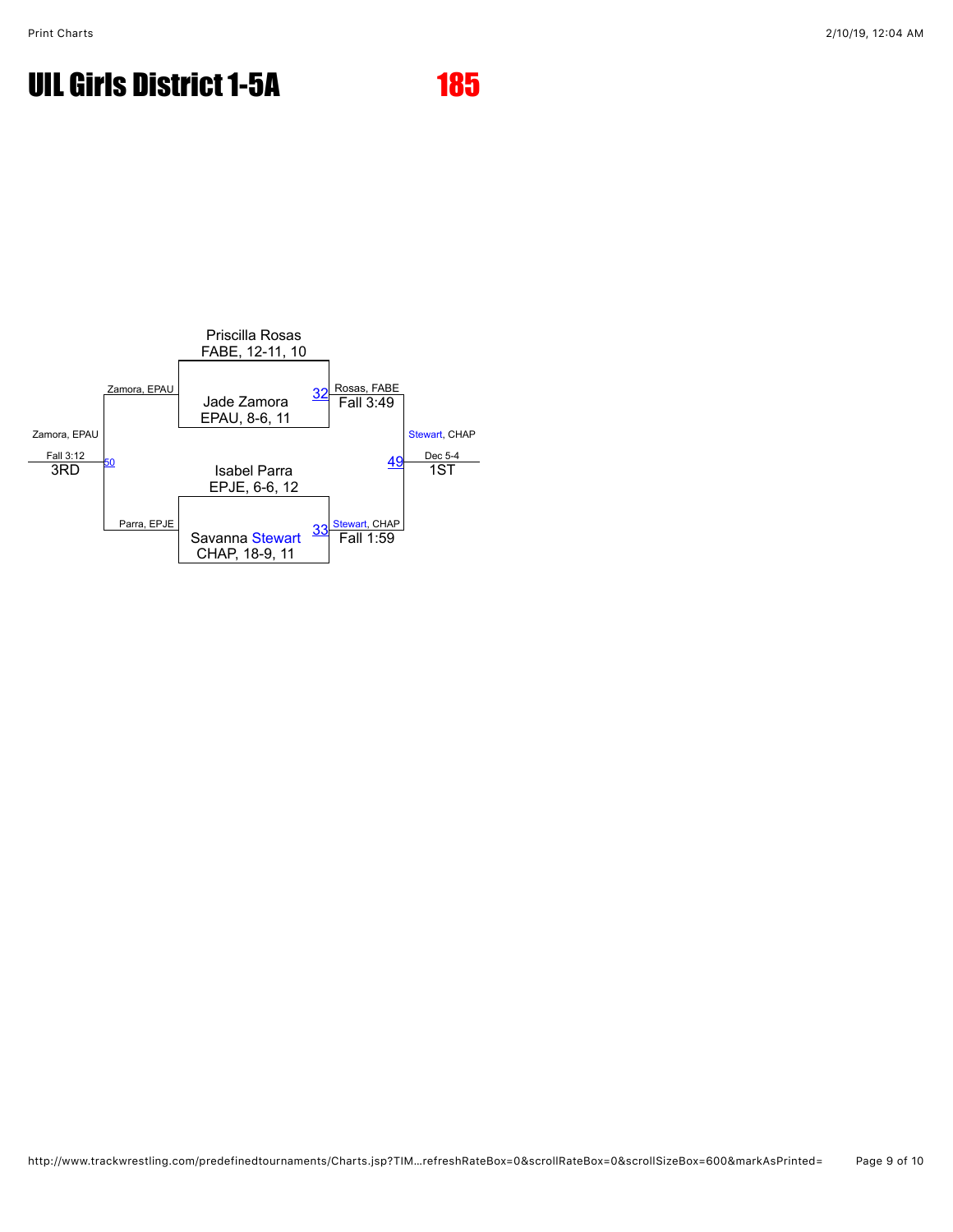# UIL Girls District 1-5A

## 185

**Championship Bracket**

- Match 32: Priscilla Rosas, FABE, 12-11, 10 vs. Jade Zamora, EPAU, 8-6, 11 — Rosas, FABE, Fall 3:49
- Match 33: Isabel Parra, EPJE, 6-6, 12 vs. Savanna Stewart, CHAP, 18-9, 11 — Stewart, CHAP, Fall 1:59
- Match 49 (1ST): Rosas, FABE vs. Stewart, CHAP — Stewart, CHAP, Dec 5-4

**3rd Place**

- Match 50 (3RD): Zamora, EPAU vs. Parra, EPJE — Zamora, EPAU, Fall 3:12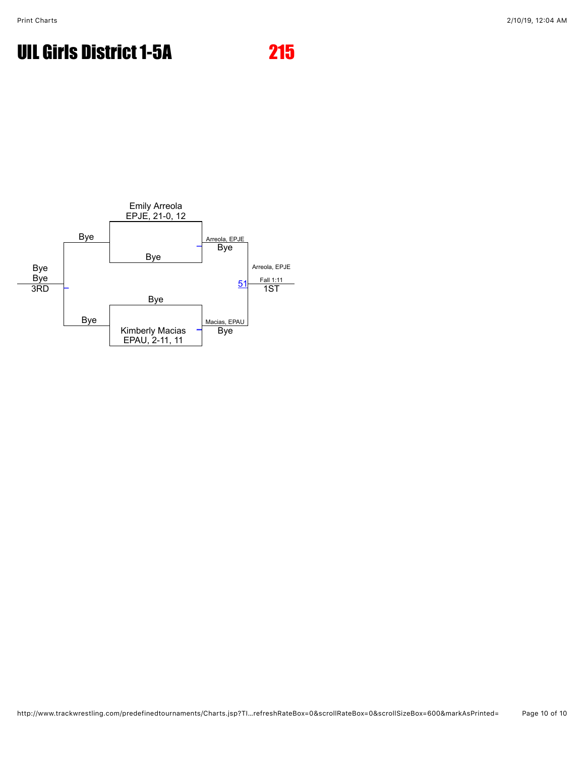# UIL Girls District 1-5A

## 215

Emily Arreola
EPJE, 21-0, 12

Bye

Bye

Kimberly Macias
EPAU, 2-11, 11

Bye

Bye

Arreola, EPJE
Bye

Macias, EPAU
Bye

Arreola, EPJE
51
Fall 1:11
1ST

Bye
Bye
3RD